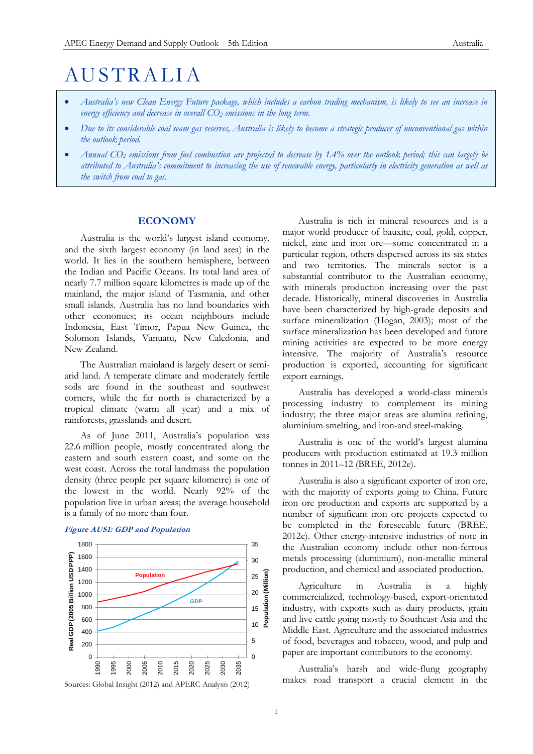// turn-level transcript; no visible reasoning trace is included in this output
# AUSTRALIA

- *Australia's new Clean Energy Future package, which includes a carbon trading mechanism, is likely to see an increase in energy efficiency and decrease in overall $CO_2$ emissions in the long term.*
- *Due to its considerable coal seam gas reserves, Australia is likely to become a strategic producer of unconventional gas within the outlook period.*
- *Annual $CO_2$ emissions from fuel combustion are projected to decrease by 1.4% over the outlook period; this can largely be attributed to Australia's commitment to increasing the use of renewable energy, particularly in electricity generation as well as the switch from coal to gas.*

## ECONOMY

Australia is the world's largest island economy, and the sixth largest economy (in land area) in the world. It lies in the southern hemisphere, between the Indian and Pacific Oceans. Its total land area of nearly 7.7 million square kilometres is made up of the mainland, the major island of Tasmania, and other small islands. Australia has no land boundaries with other economies; its ocean neighbours include Indonesia, East Timor, Papua New Guinea, the Solomon Islands, Vanuatu, New Caledonia, and New Zealand.

The Australian mainland is largely desert or semi-arid land. A temperate climate and moderately fertile soils are found in the southeast and southwest corners, while the far north is characterized by a tropical climate (warm all year) and a mix of rainforests, grasslands and desert.

As of June 2011, Australia's population was 22.6 million people, mostly concentrated along the eastern and south eastern coast, and some on the west coast. Across the total landmass the population density (three people per square kilometre) is one of the lowest in the world. Nearly 92% of the population live in urban areas; the average household is a family of no more than four.

*Figure AUS1: GDP and Population*

Sources: Global Insight (2012) and APERC Analysis (2012)

Australia is rich in mineral resources and is a major world producer of bauxite, coal, gold, copper, nickel, zinc and iron ore—some concentrated in a particular region, others dispersed across its six states and two territories. The minerals sector is a substantial contributor to the Australian economy, with minerals production increasing over the past decade. Historically, mineral discoveries in Australia have been characterized by high-grade deposits and surface mineralization (Hogan, 2003); most of the surface mineralization has been developed and future mining activities are expected to be more energy intensive. The majority of Australia's resource production is exported, accounting for significant export earnings.

Australia has developed a world-class minerals processing industry to complement its mining industry; the three major areas are alumina refining, aluminium smelting, and iron-and steel-making.

Australia is one of the world's largest alumina producers with production estimated at 19.3 million tonnes in 2011–12 (BREE, 2012e).

Australia is also a significant exporter of iron ore, with the majority of exports going to China. Future iron ore production and exports are supported by a number of significant iron ore projects expected to be completed in the foreseeable future (BREE, 2012c). Other energy-intensive industries of note in the Australian economy include other non-ferrous metals processing (aluminium), non-metallic mineral production, and chemical and associated production.

Agriculture in Australia is a highly commercialized, technology-based, export-orientated industry, with exports such as dairy products, grain and live cattle going mostly to Southeast Asia and the Middle East. Agriculture and the associated industries of food, beverages and tobacco, wood, and pulp and paper are important contributors to the economy.

Australia's harsh and wide-flung geography makes road transport a crucial element in the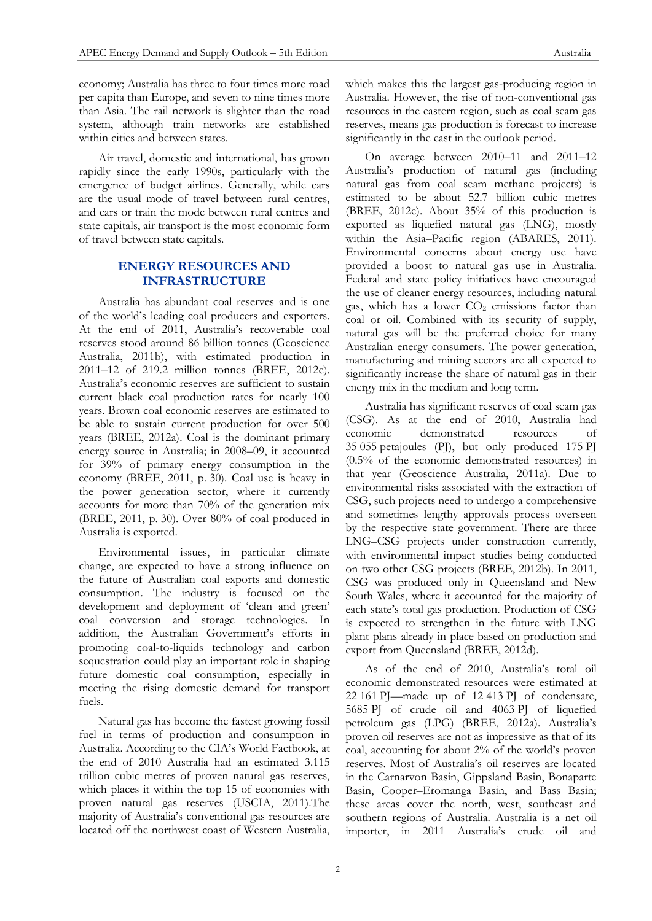economy; Australia has three to four times more road per capita than Europe, and seven to nine times more than Asia. The rail network is slighter than the road system, although train networks are established within cities and between states.

Air travel, domestic and international, has grown rapidly since the early 1990s, particularly with the emergence of budget airlines. Generally, while cars are the usual mode of travel between rural centres, and cars or train the mode between rural centres and state capitals, air transport is the most economic form of travel between state capitals.

## ENERGY RESOURCES AND INFRASTRUCTURE

Australia has abundant coal reserves and is one of the world's leading coal producers and exporters. At the end of 2011, Australia's recoverable coal reserves stood around 86 billion tonnes (Geoscience Australia, 2011b), with estimated production in 2011–12 of 219.2 million tonnes (BREE, 2012e). Australia's economic reserves are sufficient to sustain current black coal production rates for nearly 100 years. Brown coal economic reserves are estimated to be able to sustain current production for over 500 years (BREE, 2012a). Coal is the dominant primary energy source in Australia; in 2008–09, it accounted for 39% of primary energy consumption in the economy (BREE, 2011, p. 30). Coal use is heavy in the power generation sector, where it currently accounts for more than 70% of the generation mix (BREE, 2011, p. 30). Over 80% of coal produced in Australia is exported.

Environmental issues, in particular climate change, are expected to have a strong influence on the future of Australian coal exports and domestic consumption. The industry is focused on the development and deployment of 'clean and green' coal conversion and storage technologies. In addition, the Australian Government's efforts in promoting coal-to-liquids technology and carbon sequestration could play an important role in shaping future domestic coal consumption, especially in meeting the rising domestic demand for transport fuels.

Natural gas has become the fastest growing fossil fuel in terms of production and consumption in Australia. According to the CIA's World Factbook, at the end of 2010 Australia had an estimated 3.115 trillion cubic metres of proven natural gas reserves, which places it within the top 15 of economies with proven natural gas reserves (USCIA, 2011).The majority of Australia's conventional gas resources are located off the northwest coast of Western Australia, which makes this the largest gas-producing region in Australia. However, the rise of non-conventional gas resources in the eastern region, such as coal seam gas reserves, means gas production is forecast to increase significantly in the east in the outlook period.

On average between 2010–11 and 2011–12 Australia's production of natural gas (including natural gas from coal seam methane projects) is estimated to be about 52.7 billion cubic metres (BREE, 2012e). About 35% of this production is exported as liquefied natural gas (LNG), mostly within the Asia–Pacific region (ABARES, 2011). Environmental concerns about energy use have provided a boost to natural gas use in Australia. Federal and state policy initiatives have encouraged the use of cleaner energy resources, including natural gas, which has a lower $CO_2$ emissions factor than coal or oil. Combined with its security of supply, natural gas will be the preferred choice for many Australian energy consumers. The power generation, manufacturing and mining sectors are all expected to significantly increase the share of natural gas in their energy mix in the medium and long term.

Australia has significant reserves of coal seam gas (CSG). As at the end of 2010, Australia had economic demonstrated resources of 35 055 petajoules (PJ), but only produced 175 PJ (0.5% of the economic demonstrated resources) in that year (Geoscience Australia, 2011a). Due to environmental risks associated with the extraction of CSG, such projects need to undergo a comprehensive and sometimes lengthy approvals process overseen by the respective state government. There are three LNG–CSG projects under construction currently, with environmental impact studies being conducted on two other CSG projects (BREE, 2012b). In 2011, CSG was produced only in Queensland and New South Wales, where it accounted for the majority of each state's total gas production. Production of CSG is expected to strengthen in the future with LNG plant plans already in place based on production and export from Queensland (BREE, 2012d).

As of the end of 2010, Australia's total oil economic demonstrated resources were estimated at 22 161 PJ—made up of 12 413 PJ of condensate, 5685 PJ of crude oil and 4063 PJ of liquefied petroleum gas (LPG) (BREE, 2012a). Australia's proven oil reserves are not as impressive as that of its coal, accounting for about 2% of the world's proven reserves. Most of Australia's oil reserves are located in the Carnarvon Basin, Gippsland Basin, Bonaparte Basin, Cooper–Eromanga Basin, and Bass Basin; these areas cover the north, west, southeast and southern regions of Australia. Australia is a net oil importer, in 2011 Australia's crude oil and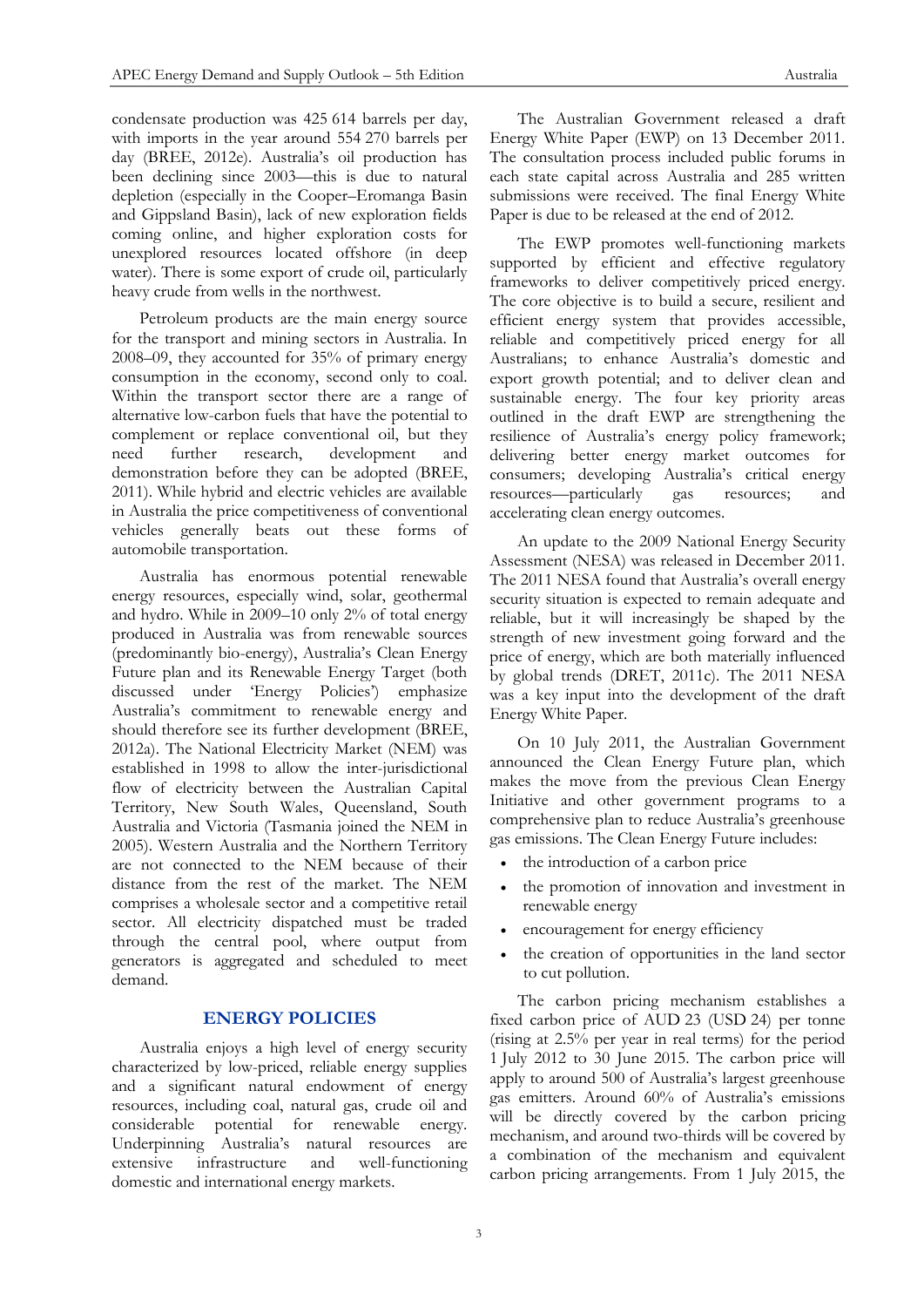condensate production was 425 614 barrels per day, with imports in the year around 554 270 barrels per day (BREE, 2012e). Australia's oil production has been declining since 2003—this is due to natural depletion (especially in the Cooper–Eromanga Basin and Gippsland Basin), lack of new exploration fields coming online, and higher exploration costs for unexplored resources located offshore (in deep water). There is some export of crude oil, particularly heavy crude from wells in the northwest.

Petroleum products are the main energy source for the transport and mining sectors in Australia. In 2008–09, they accounted for 35% of primary energy consumption in the economy, second only to coal. Within the transport sector there are a range of alternative low-carbon fuels that have the potential to complement or replace conventional oil, but they need further research, development and demonstration before they can be adopted (BREE, 2011). While hybrid and electric vehicles are available in Australia the price competitiveness of conventional vehicles generally beats out these forms of automobile transportation.

Australia has enormous potential renewable energy resources, especially wind, solar, geothermal and hydro. While in 2009–10 only 2% of total energy produced in Australia was from renewable sources (predominantly bio-energy), Australia's Clean Energy Future plan and its Renewable Energy Target (both discussed under 'Energy Policies') emphasize Australia's commitment to renewable energy and should therefore see its further development (BREE, 2012a). The National Electricity Market (NEM) was established in 1998 to allow the inter-jurisdictional flow of electricity between the Australian Capital Territory, New South Wales, Queensland, South Australia and Victoria (Tasmania joined the NEM in 2005). Western Australia and the Northern Territory are not connected to the NEM because of their distance from the rest of the market. The NEM comprises a wholesale sector and a competitive retail sector. All electricity dispatched must be traded through the central pool, where output from generators is aggregated and scheduled to meet demand.

## ENERGY POLICIES

Australia enjoys a high level of energy security characterized by low-priced, reliable energy supplies and a significant natural endowment of energy resources, including coal, natural gas, crude oil and considerable potential for renewable energy. Underpinning Australia's natural resources are extensive infrastructure and well-functioning domestic and international energy markets.

The Australian Government released a draft Energy White Paper (EWP) on 13 December 2011. The consultation process included public forums in each state capital across Australia and 285 written submissions were received. The final Energy White Paper is due to be released at the end of 2012.

The EWP promotes well-functioning markets supported by efficient and effective regulatory frameworks to deliver competitively priced energy. The core objective is to build a secure, resilient and efficient energy system that provides accessible, reliable and competitively priced energy for all Australians; to enhance Australia's domestic and export growth potential; and to deliver clean and sustainable energy. The four key priority areas outlined in the draft EWP are strengthening the resilience of Australia's energy policy framework; delivering better energy market outcomes for consumers; developing Australia's critical energy resources—particularly gas resources; and accelerating clean energy outcomes.

An update to the 2009 National Energy Security Assessment (NESA) was released in December 2011. The 2011 NESA found that Australia's overall energy security situation is expected to remain adequate and reliable, but it will increasingly be shaped by the strength of new investment going forward and the price of energy, which are both materially influenced by global trends (DRET, 2011c). The 2011 NESA was a key input into the development of the draft Energy White Paper.

On 10 July 2011, the Australian Government announced the Clean Energy Future plan, which makes the move from the previous Clean Energy Initiative and other government programs to a comprehensive plan to reduce Australia's greenhouse gas emissions. The Clean Energy Future includes:

- the introduction of a carbon price
- the promotion of innovation and investment in renewable energy
- encouragement for energy efficiency
- the creation of opportunities in the land sector to cut pollution.

The carbon pricing mechanism establishes a fixed carbon price of AUD 23 (USD 24) per tonne (rising at 2.5% per year in real terms) for the period 1 July 2012 to 30 June 2015. The carbon price will apply to around 500 of Australia's largest greenhouse gas emitters. Around 60% of Australia's emissions will be directly covered by the carbon pricing mechanism, and around two-thirds will be covered by a combination of the mechanism and equivalent carbon pricing arrangements. From 1 July 2015, the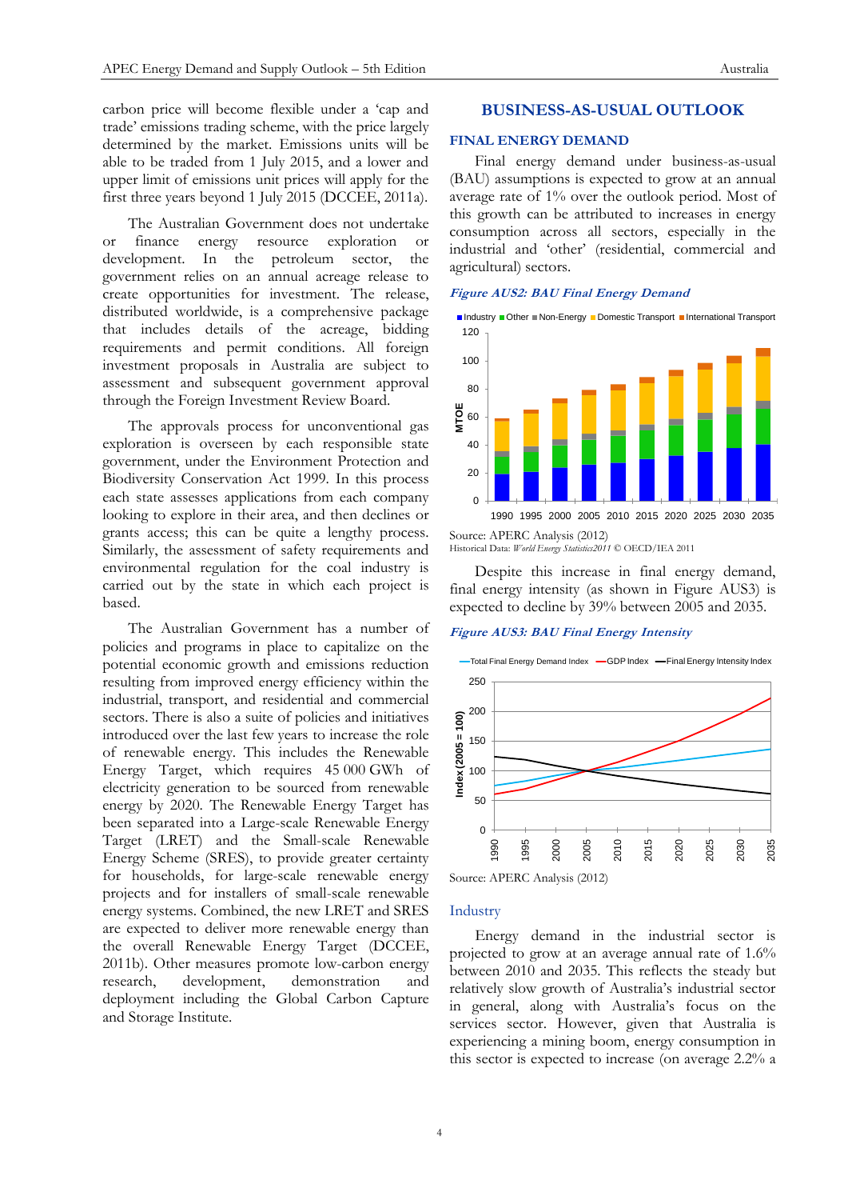carbon price will become flexible under a 'cap and trade' emissions trading scheme, with the price largely determined by the market. Emissions units will be able to be traded from 1 July 2015, and a lower and upper limit of emissions unit prices will apply for the first three years beyond 1 July 2015 (DCCEE, 2011a).

The Australian Government does not undertake or finance energy resource exploration or development. In the petroleum sector, the government relies on an annual acreage release to create opportunities for investment. The release, distributed worldwide, is a comprehensive package that includes details of the acreage, bidding requirements and permit conditions. All foreign investment proposals in Australia are subject to assessment and subsequent government approval through the Foreign Investment Review Board.

The approvals process for unconventional gas exploration is overseen by each responsible state government, under the Environment Protection and Biodiversity Conservation Act 1999. In this process each state assesses applications from each company looking to explore in their area, and then declines or grants access; this can be quite a lengthy process. Similarly, the assessment of safety requirements and environmental regulation for the coal industry is carried out by the state in which each project is based.

The Australian Government has a number of policies and programs in place to capitalize on the potential economic growth and emissions reduction resulting from improved energy efficiency within the industrial, transport, and residential and commercial sectors. There is also a suite of policies and initiatives introduced over the last few years to increase the role of renewable energy. This includes the Renewable Energy Target, which requires 45 000 GWh of electricity generation to be sourced from renewable energy by 2020. The Renewable Energy Target has been separated into a Large-scale Renewable Energy Target (LRET) and the Small-scale Renewable Energy Scheme (SRES), to provide greater certainty for households, for large-scale renewable energy projects and for installers of small-scale renewable energy systems. Combined, the new LRET and SRES are expected to deliver more renewable energy than the overall Renewable Energy Target (DCCEE, 2011b). Other measures promote low-carbon energy research, development, demonstration and deployment including the Global Carbon Capture and Storage Institute.

## BUSINESS-AS-USUAL OUTLOOK

### FINAL ENERGY DEMAND

Final energy demand under business-as-usual (BAU) assumptions is expected to grow at an annual average rate of 1% over the outlook period. Most of this growth can be attributed to increases in energy consumption across all sectors, especially in the industrial and 'other' (residential, commercial and agricultural) sectors.

***Figure AUS2: BAU Final Energy Demand***

Source: APERC Analysis (2012)
Historical Data: *World Energy Statistics2011* © OECD/IEA 2011

Despite this increase in final energy demand, final energy intensity (as shown in Figure AUS3) is expected to decline by 39% between 2005 and 2035.

***Figure AUS3: BAU Final Energy Intensity***

Source: APERC Analysis (2012)

#### Industry

Energy demand in the industrial sector is projected to grow at an average annual rate of 1.6% between 2010 and 2035. This reflects the steady but relatively slow growth of Australia's industrial sector in general, along with Australia's focus on the services sector. However, given that Australia is experiencing a mining boom, energy consumption in this sector is expected to increase (on average 2.2% a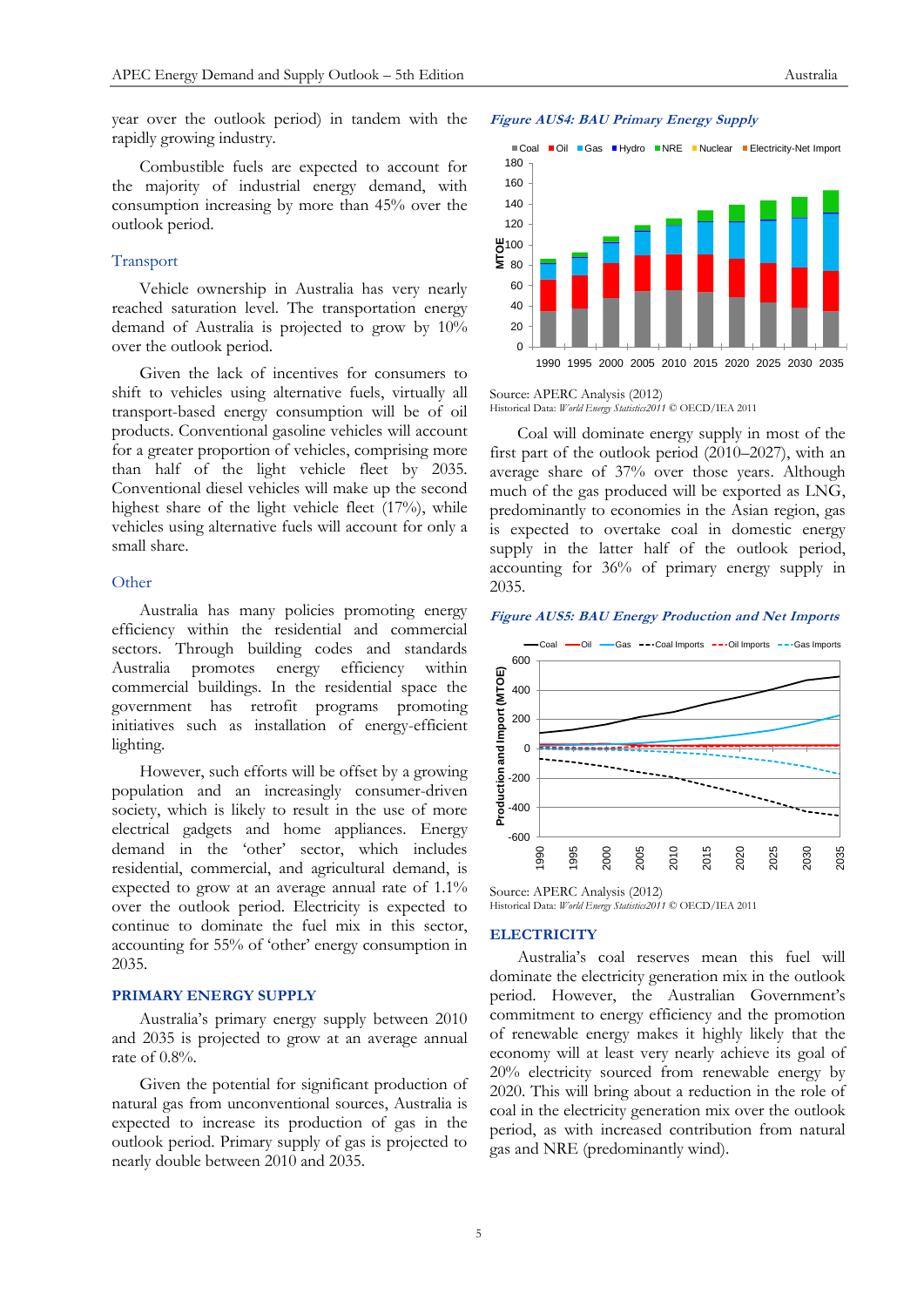year over the outlook period) in tandem with the rapidly growing industry.

Combustible fuels are expected to account for the majority of industrial energy demand, with consumption increasing by more than 45% over the outlook period.

## Transport

Vehicle ownership in Australia has very nearly reached saturation level. The transportation energy demand of Australia is projected to grow by 10% over the outlook period.

Given the lack of incentives for consumers to shift to vehicles using alternative fuels, virtually all transport-based energy consumption will be of oil products. Conventional gasoline vehicles will account for a greater proportion of vehicles, comprising more than half of the light vehicle fleet by 2035. Conventional diesel vehicles will make up the second highest share of the light vehicle fleet (17%), while vehicles using alternative fuels will account for only a small share.

## Other

Australia has many policies promoting energy efficiency within the residential and commercial sectors. Through building codes and standards Australia promotes energy efficiency within commercial buildings. In the residential sector, the government has retrofit programs promoting initiatives such as installation of energy-efficient lighting.

However, such efforts will be offset by a growing population and an increasingly consumer-driven society, which is likely to result in the use of more electrical gadgets and home appliances. Energy demand in the 'other' sector, which includes residential, commercial, and agricultural demand, is expected to grow at an average annual rate of 1.1% over the outlook period. Electricity is expected to continue to dominate the fuel mix in this sector, accounting for 55% of 'other' energy consumption in 2035.

## PRIMARY ENERGY SUPPLY

Australia's primary energy supply between 2010 and 2035 is projected to grow at an average annual rate of 0.8%.

Given the potential for significant production of natural gas from unconventional sources, Australia is expected to increase its production of gas in the outlook period. Primary supply of gas is projected to nearly double between 2010 and 2035.

*Figure AUS4: BAU Primary Energy Supply*

Source: APERC Analysis (2012)
Historical Data: *World Energy Statistics2011* © OECD/IEA 2011

Coal will dominate energy supply in most of the first part of the outlook period (2010–2027), with an average share of 37% over those years. Although much of the gas produced will be exported as LNG, predominantly to economies in the Asian region, gas is expected to overtake coal in domestic energy supply in the latter half of the outlook period, accounting for 36% of primary energy supply in 2035.

*Figure AUS5: BAU Energy Production and Net Imports*

Source: APERC Analysis (2012)
Historical Data: *World Energy Statistics2011* © OECD/IEA 2011

## ELECTRICITY

Australia's coal reserves mean this fuel will dominate the electricity generation mix in the outlook period. However, the Australian Government's commitment to energy efficiency and the promotion of renewable energy makes it highly likely that the economy will at least very nearly achieve its goal of 20% electricity sourced from renewable energy by 2020. This will bring about a reduction in the role of coal in the electricity generation mix over the outlook period, as with increased contribution from natural gas and NRE (predominantly wind).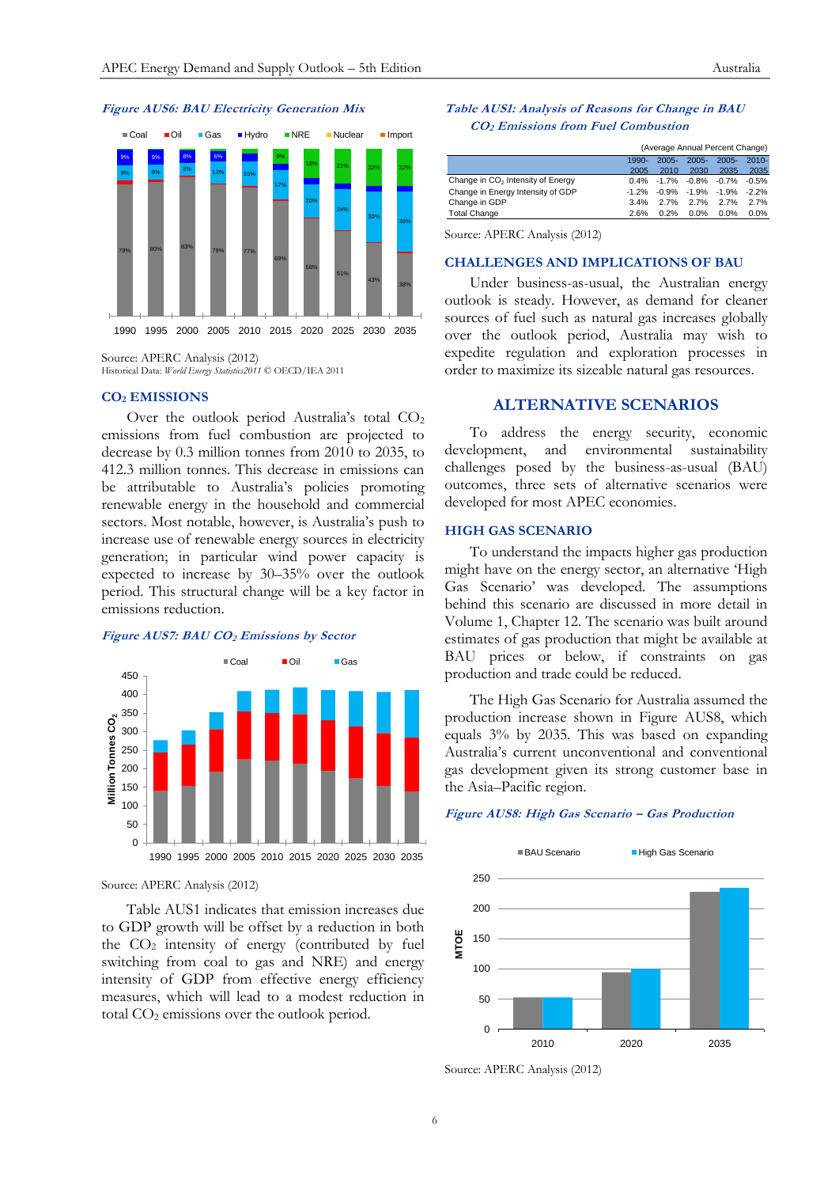*Figure AUS6: BAU Electricity Generation Mix*

Source: APERC Analysis (2012)
Historical Data: *World Energy Statistics2011* © OECD/IEA 2011

## $CO_2$ EMISSIONS

Over the outlook period Australia's total $CO_2$ emissions from fuel combustion are projected to decrease by 0.3 million tonnes from 2010 to 2035, to 412.3 million tonnes. This decrease in emissions can be attributable to Australia's policies promoting renewable energy in the household and commercial sectors. Most notable, however, is Australia's push to increase use of renewable energy sources in electricity generation; in particular wind power capacity is expected to increase by 30–35% over the outlook period. This structural change will be a key factor in emissions reduction.

*Figure AUS7: BAU $CO_2$ Emissions by Sector*

Source: APERC Analysis (2012)

Table AUS1 indicates that emission increases due to GDP growth will be offset by a reduction in both the $CO_2$ intensity of energy (contributed by fuel switching from coal to gas and NRE) and energy intensity of GDP from effective energy efficiency measures, which will lead to a modest reduction in total $CO_2$ emissions over the outlook period.

*Table AUS1: Analysis of Reasons for Change in BAU $CO_2$ Emissions from Fuel Combustion*

(Average Annual Percent Change)

| | 1990-2005 | 2005-2010 | 2005-2030 | 2005-2035 | 2010-2035 |
|---|---|---|---|---|---|
| Change in $CO_2$ Intensity of Energy | 0.4% | -1.7% | -0.8% | -0.7% | -0.5% |
| Change in Energy Intensity of GDP | -1.2% | -0.9% | -1.9% | -1.9% | -2.2% |
| Change in GDP | 3.4% | 2.7% | 2.7% | 2.7% | 2.7% |
| Total Change | 2.6% | 0.2% | 0.0% | 0.0% | 0.0% |

Source: APERC Analysis (2012)

## CHALLENGES AND IMPLICATIONS OF BAU

Under business-as-usual, the Australian energy outlook is steady. However, as demand for cleaner sources of fuel such as natural gas increases globally over the outlook period, Australia may wish to expedite regulation and exploration processes in order to maximize its sizeable natural gas resources.

# ALTERNATIVE SCENARIOS

To address the energy security, economic development, and environmental sustainability challenges posed by the business-as-usual (BAU) outcomes, three sets of alternative scenarios were developed for most APEC economies.

## HIGH GAS SCENARIO

To understand the impacts higher gas production might have on the energy sector, an alternative 'High Gas Scenario' was developed. The assumptions behind this scenario are discussed in more detail in Volume 1, Chapter 12. The scenario was built around estimates of gas production that might be available at BAU prices or below, if constraints on gas production and trade could be reduced.

The High Gas Scenario for Australia assumed the production increase shown in Figure AUS8, which equals 3% by 2035. This was based on expanding Australia's current unconventional and conventional gas development given its strong customer base in the Asia–Pacific region.

*Figure AUS8: High Gas Scenario – Gas Production*

Source: APERC Analysis (2012)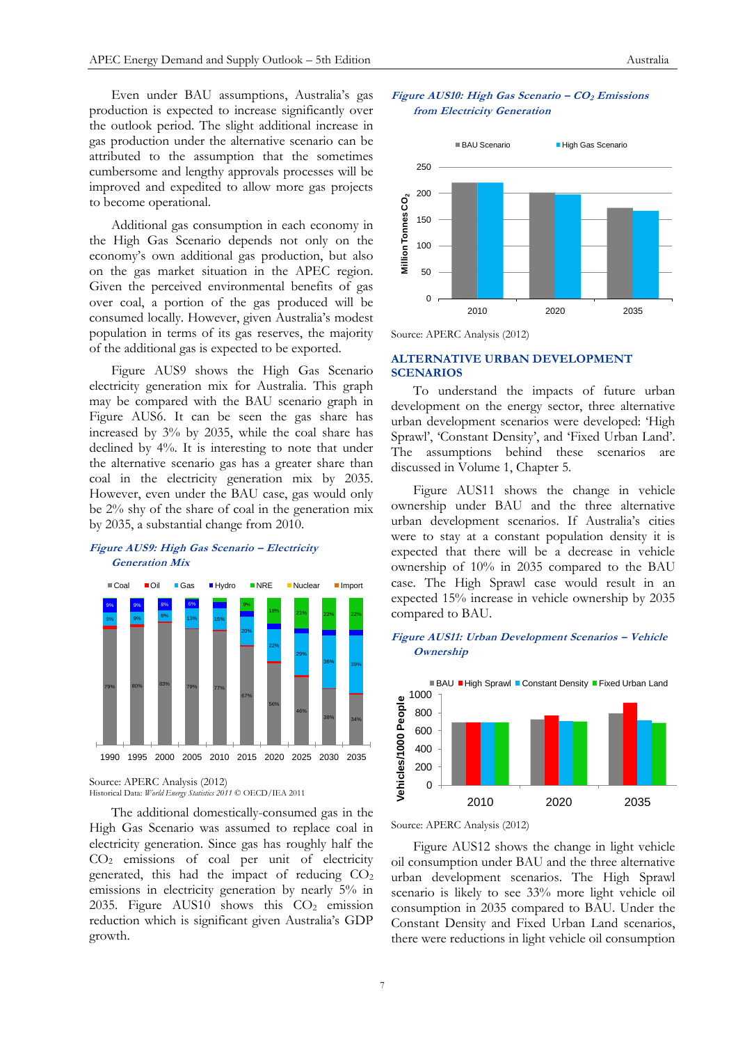Even under BAU assumptions, Australia's gas production is expected to increase significantly over the outlook period. The slight additional increase in gas production under the alternative scenario can be attributed to the assumption that the sometimes cumbersome and lengthy approvals processes will be improved and expedited to allow more gas projects to become operational.

Additional gas consumption in each economy in the High Gas Scenario depends not only on the economy's own additional gas production, but also on the gas market situation in the APEC region. Given the perceived environmental benefits of gas over coal, a portion of the gas produced will be consumed locally. However, given Australia's modest population in terms of its gas reserves, the majority of the additional gas is expected to be exported.

Figure AUS9 shows the High Gas Scenario electricity generation mix for Australia. This graph may be compared with the BAU scenario graph in Figure AUS6. It can be seen the gas share has increased by 3% by 2035, while the coal share has declined by 4%. It is interesting to note that under the alternative scenario gas has a greater share than coal in the electricity generation mix by 2035. However, even under the BAU case, gas would only be 2% shy of the share of coal in the generation mix by 2035, a substantial change from 2010.

***Figure AUS9: High Gas Scenario – Electricity Generation Mix***

Source: APERC Analysis (2012)
Historical Data: *World Energy Statistics 2011* © OECD/IEA 2011

The additional domestically-consumed gas in the High Gas Scenario was assumed to replace coal in electricity generation. Since gas has roughly half the $CO_2$ emissions of coal per unit of electricity generated, this had the impact of reducing $CO_2$ emissions in electricity generation by nearly 5% in 2035. Figure AUS10 shows this $CO_2$ emission reduction which is significant given Australia's GDP growth.

***Figure AUS10: High Gas Scenario – $CO_2$ Emissions from Electricity Generation***

Source: APERC Analysis (2012)

## ALTERNATIVE URBAN DEVELOPMENT SCENARIOS

To understand the impacts of future urban development on the energy sector, three alternative urban development scenarios were developed: 'High Sprawl', 'Constant Density', and 'Fixed Urban Land'. The assumptions behind these scenarios are discussed in Volume 1, Chapter 5.

Figure AUS11 shows the change in vehicle ownership under BAU and the three alternative urban development scenarios. If Australia's cities were to stay at a constant population density it is expected that there will be a decrease in vehicle ownership of 10% in 2035 compared to the BAU case. The High Sprawl case would result in an expected 15% increase in vehicle ownership by 2035 compared to BAU.

***Figure AUS11: Urban Development Scenarios – Vehicle Ownership***

Source: APERC Analysis (2012)

Figure AUS12 shows the change in light vehicle oil consumption under BAU and the three alternative urban development scenarios. The High Sprawl scenario is likely to see 33% more light vehicle oil consumption in 2035 compared to BAU. Under the Constant Density and Fixed Urban Land scenarios, there were reductions in light vehicle oil consumption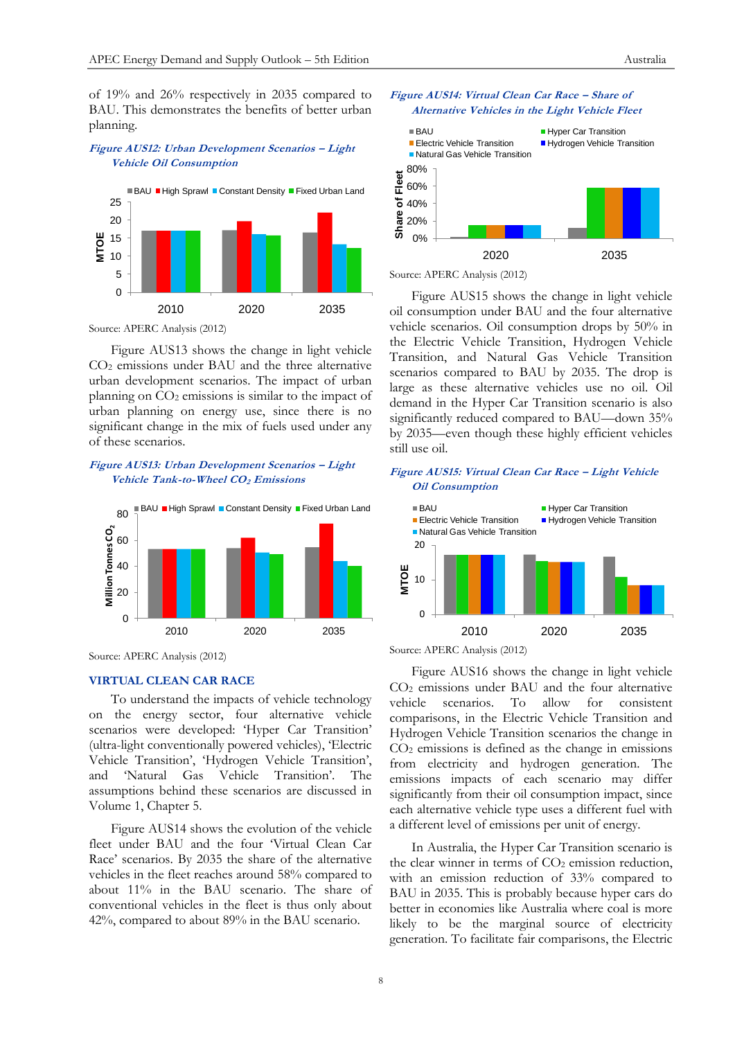of 19% and 26% respectively in 2035 compared to BAU. This demonstrates the benefits of better urban planning.

*Figure AUS12: Urban Development Scenarios – Light Vehicle Oil Consumption*

Source: APERC Analysis (2012)

Figure AUS13 shows the change in light vehicle $CO_2$ emissions under BAU and the three alternative urban development scenarios. The impact of urban planning on $CO_2$ emissions is similar to the impact of urban planning on energy use, since there is no significant change in the mix of fuels used under any of these scenarios.

*Figure AUS13: Urban Development Scenarios – Light Vehicle Tank-to-Wheel $CO_2$ Emissions*

Source: APERC Analysis (2012)

## VIRTUAL CLEAN CAR RACE

To understand the impacts of vehicle technology on the energy sector, four alternative vehicle scenarios were developed: 'Hyper Car Transition' (ultra-light conventionally powered vehicles), 'Electric Vehicle Transition', 'Hydrogen Vehicle Transition', and 'Natural Gas Vehicle Transition'. The assumptions behind these scenarios are discussed in Volume 1, Chapter 5.

Figure AUS14 shows the evolution of the vehicle fleet under BAU and the four 'Virtual Clean Car Race' scenarios. By 2035 the share of the alternative vehicles in the fleet reaches around 58% compared to about 11% in the BAU scenario. The share of conventional vehicles in the fleet is thus only about 42%, compared to about 89% in the BAU scenario.

*Figure AUS14: Virtual Clean Car Race – Share of Alternative Vehicles in the Light Vehicle Fleet*

Source: APERC Analysis (2012)

Figure AUS15 shows the change in light vehicle oil consumption under BAU and the four alternative vehicle scenarios. Oil consumption drops by 50% in the Electric Vehicle Transition, Hydrogen Vehicle Transition, and Natural Gas Vehicle Transition scenarios compared to BAU by 2035. The drop is large as these alternative vehicles use no oil. Oil demand in the Hyper Car Transition scenario is also significantly reduced compared to BAU—down 35% by 2035—even though these highly efficient vehicles still use oil.

*Figure AUS15: Virtual Clean Car Race – Light Vehicle Oil Consumption*

Source: APERC Analysis (2012)

Figure AUS16 shows the change in light vehicle $CO_2$ emissions under BAU and the four alternative vehicle scenarios. To allow for consistent comparisons, in the Electric Vehicle Transition and Hydrogen Vehicle Transition scenarios the change in $CO_2$ emissions is defined as the change in emissions from electricity and hydrogen generation. The emissions impacts of each scenario may differ significantly from their oil consumption impact, since each alternative vehicle type uses a different fuel with a different level of emissions per unit of energy.

In Australia, the Hyper Car Transition scenario is the clear winner in terms of $CO_2$ emission reduction, with an emission reduction of 33% compared to BAU in 2035. This is probably because hyper cars do better in economies like Australia where coal is more likely to be the marginal source of electricity generation. To facilitate fair comparisons, the Electric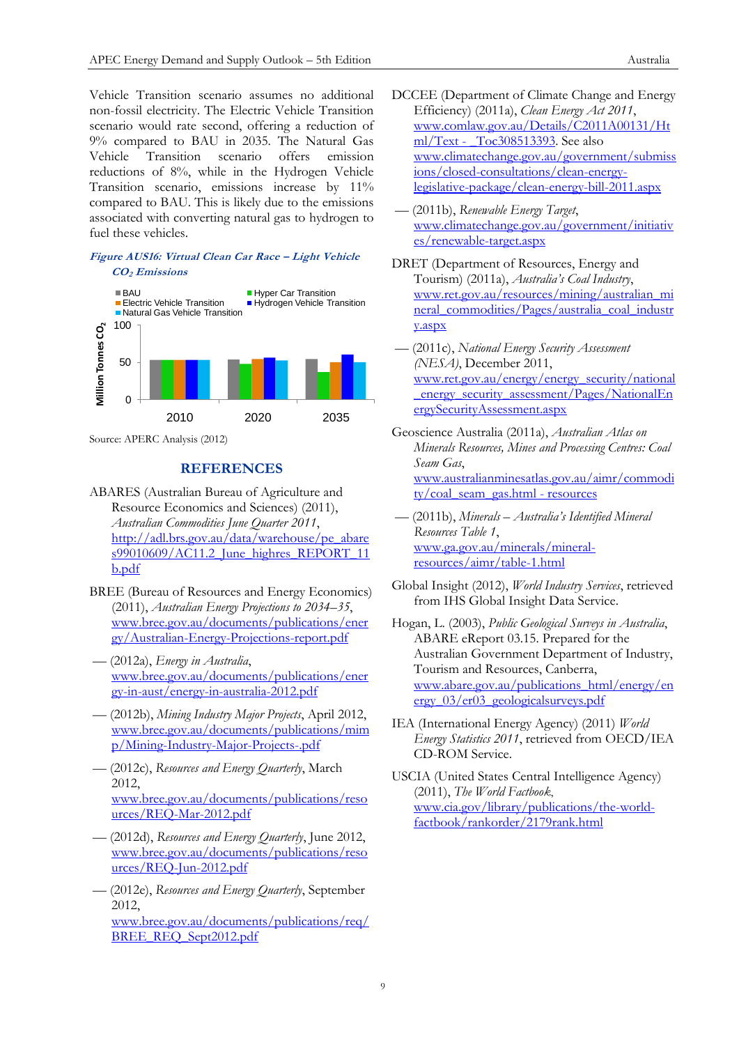Vehicle Transition scenario assumes no additional non-fossil electricity. The Electric Vehicle Transition scenario would rate second, offering a reduction of 9% compared to BAU in 2035. The Natural Gas Vehicle Transition scenario offers emission reductions of 8%, while in the Hydrogen Vehicle Transition scenario, emissions increase by 11% compared to BAU. This is likely due to the emissions associated with converting natural gas to hydrogen to fuel these vehicles.

***Figure AUS16: Virtual Clean Car Race – Light Vehicle $CO_2$ Emissions***

BAU
Electric Vehicle Transition
Natural Gas Vehicle Transition
Hyper Car Transition
Hydrogen Vehicle Transition

Million Tonnes $CO_2$

100
50
0

2010
2020
2035

Source: APERC Analysis (2012)

## REFERENCES

ABARES (Australian Bureau of Agriculture and Resource Economics and Sciences) (2011), *Australian Commodities June Quarter 2011*, http://adl.brs.gov.au/data/warehouse/pe_abares99010609/AC11.2_June_highres_REPORT_11b.pdf

BREE (Bureau of Resources and Energy Economics) (2011), *Australian Energy Projections to 2034–35*, www.bree.gov.au/documents/publications/energy/Australian-Energy-Projections-report.pdf

— (2012a), *Energy in Australia*, www.bree.gov.au/documents/publications/energy-in-aust/energy-in-australia-2012.pdf

— (2012b), *Mining Industry Major Projects*, April 2012, www.bree.gov.au/documents/publications/mimp/Mining-Industry-Major-Projects-.pdf

— (2012c), *Resources and Energy Quarterly*, March 2012, www.bree.gov.au/documents/publications/resources/REQ-Mar-2012.pdf

— (2012d), *Resources and Energy Quarterly*, June 2012, www.bree.gov.au/documents/publications/resources/REQ-Jun-2012.pdf

— (2012e), *Resources and Energy Quarterly*, September 2012, www.bree.gov.au/documents/publications/req/BREE_REQ_Sept2012.pdf

DCCEE (Department of Climate Change and Energy Efficiency) (2011a), *Clean Energy Act 2011*, www.comlaw.gov.au/Details/C2011A00131/Html/Text - _Toc308513393. See also www.climatechange.gov.au/government/submissions/closed-consultations/clean-energy-legislative-package/clean-energy-bill-2011.aspx

— (2011b), *Renewable Energy Target*, www.climatechange.gov.au/government/initiatives/renewable-target.aspx

DRET (Department of Resources, Energy and Tourism) (2011a), *Australia's Coal Industry*, www.ret.gov.au/resources/mining/australian_mineral_commodities/Pages/australia_coal_industry.aspx

— (2011c), *National Energy Security Assessment (NESA)*, December 2011, www.ret.gov.au/energy/energy_security/national_energy_security_assessment/Pages/NationalEnergySecurityAssessment.aspx

Geoscience Australia (2011a), *Australian Atlas on Minerals Resources, Mines and Processing Centres: Coal Seam Gas*, www.australianminesatlas.gov.au/aimr/commodity/coal_seam_gas.html - resources

— (2011b), *Minerals – Australia's Identified Mineral Resources Table 1*, www.ga.gov.au/minerals/mineral-resources/aimr/table-1.html

Global Insight (2012), *World Industry Services*, retrieved from IHS Global Insight Data Service.

Hogan, L. (2003), *Public Geological Surveys in Australia*, ABARE eReport 03.15. Prepared for the Australian Government Department of Industry, Tourism and Resources, Canberra, www.abare.gov.au/publications_html/energy/energy_03/er03_geologicalsurveys.pdf

IEA (International Energy Agency) (2011) *World Energy Statistics 2011*, retrieved from OECD/IEA CD-ROM Service.

USCIA (United States Central Intelligence Agency) (2011), *The World Factbook*, www.cia.gov/library/publications/the-world-factbook/rankorder/2179rank.html